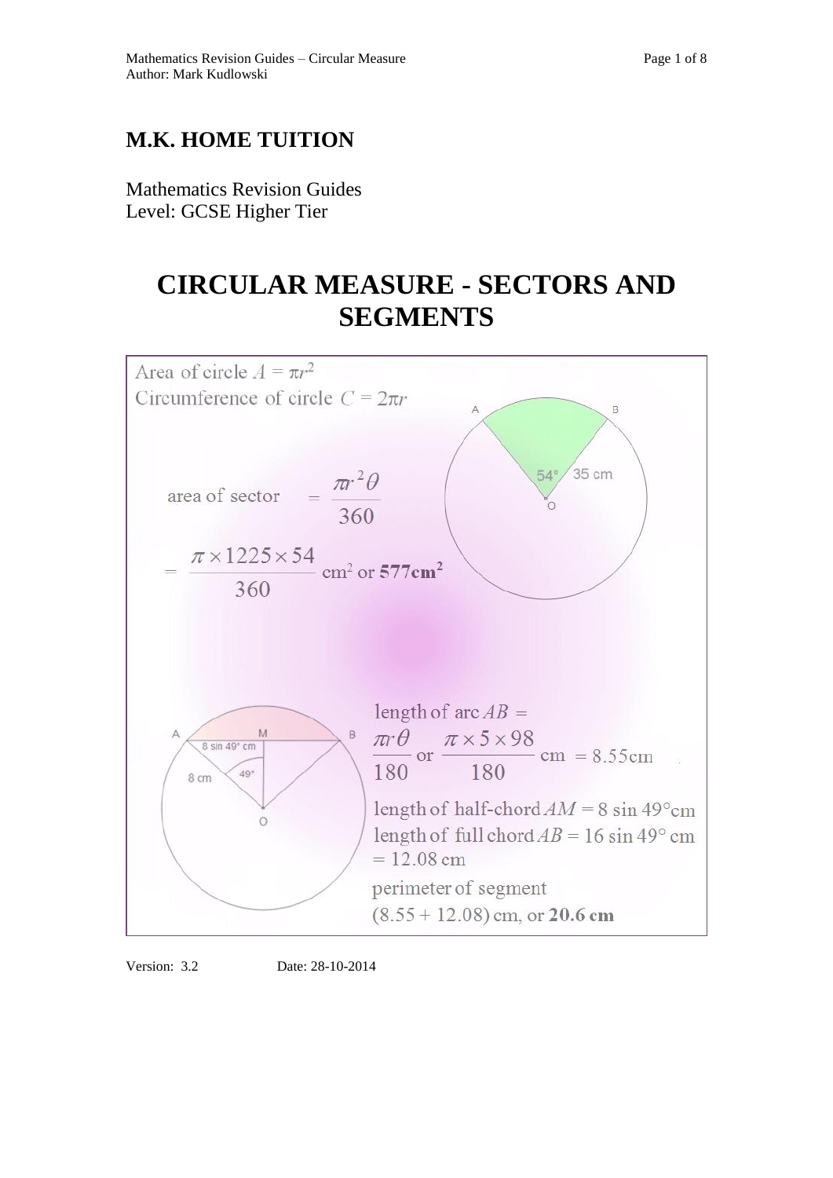# M.K. HOME TUITION

Mathematics Revision Guides
Level: GCSE Higher Tier

# CIRCULAR MEASURE - SECTORS AND SEGMENTS

Area of circle $A = \pi r^2$

Circumference of circle $C = 2\pi r$

$$\text{area of sector} = \frac{\pi r^2 \theta}{360}$$

$$= \frac{\pi \times 1225 \times 54}{360} \text{ cm}^2 \text{ or } \mathbf{577 cm^2}$$

A, B, 54°, 35 cm, O

A, M, B, 8 sin 49° cm, 8 cm, 49°, O

$$\text{length of arc } AB = \frac{\pi r \theta}{180} \text{ or } \frac{\pi \times 5 \times 98}{180} \text{ cm} = 8.55\text{cm}$$

length of half-chord $AM = 8 \sin 49°$cm

length of full chord $AB = 16 \sin 49°$ cm $= 12.08$ cm

perimeter of segment

$(8.55 + 12.08)$ cm, or **20.6 cm**

Version: 3.2 Date: 28-10-2014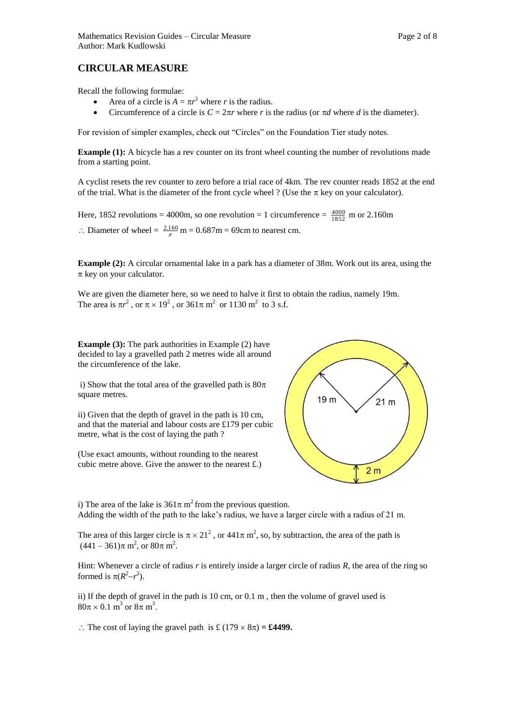## CIRCULAR MEASURE

Recall the following formulae:

- Area of a circle is $A = \pi r^2$ where $r$ is the radius.
- Circumference of a circle is $C = 2\pi r$ where $r$ is the radius (or $\pi d$ where $d$ is the diameter).

For revision of simpler examples, check out "Circles" on the Foundation Tier study notes.

**Example (1):** A bicycle has a rev counter on its front wheel counting the number of revolutions made from a starting point.

A cyclist resets the rev counter to zero before a trial race of 4km. The rev counter reads 1852 at the end of the trial. What is the diameter of the front cycle wheel ? (Use the $\pi$ key on your calculator).

Here, 1852 revolutions = 4000m, so one revolution = 1 circumference = $\frac{4000}{1852}$ m or 2.160m

$\therefore$ Diameter of wheel = $\frac{2.160}{\pi}$ m = 0.687m = 69cm to nearest cm.

**Example (2):** A circular ornamental lake in a park has a diameter of 38m. Work out its area, using the $\pi$ key on your calculator.

We are given the diameter here, so we need to halve it first to obtain the radius, namely 19m.
The area is $\pi r^2$, or $\pi \times 19^2$, or $361\pi$ m$^2$ or 1130 m$^2$ to 3 s.f.

**Example (3):** The park authorities in Example (2) have decided to lay a gravelled path 2 metres wide all around the circumference of the lake.

i) Show that the total area of the gravelled path is $80\pi$ square metres.

ii) Given that the depth of gravel in the path is 10 cm, and that the material and labour costs are £179 per cubic metre, what is the cost of laying the path ?

(Use exact amounts, without rounding to the nearest cubic metre above. Give the answer to the nearest £.)

i) The area of the lake is $361\pi$ m$^2$ from the previous question.
Adding the width of the path to the lake's radius, we have a larger circle with a radius of 21 m.

The area of this larger circle is $\pi \times 21^2$, or $441\pi$ m$^2$, so, by subtraction, the area of the path is $(441 - 361)\pi$ m$^2$, or $80\pi$ m$^2$.

Hint: Whenever a circle of radius $r$ is entirely inside a larger circle of radius $R$, the area of the ring so formed is $\pi(R^2 - r^2)$.

ii) If the depth of gravel in the path is 10 cm, or 0.1 m , then the volume of gravel used is $80\pi \times 0.1$ m$^3$ or $8\pi$ m$^3$.

$\therefore$ The cost of laying the gravel path is £ $(179 \times 8\pi)$ = **£4499.**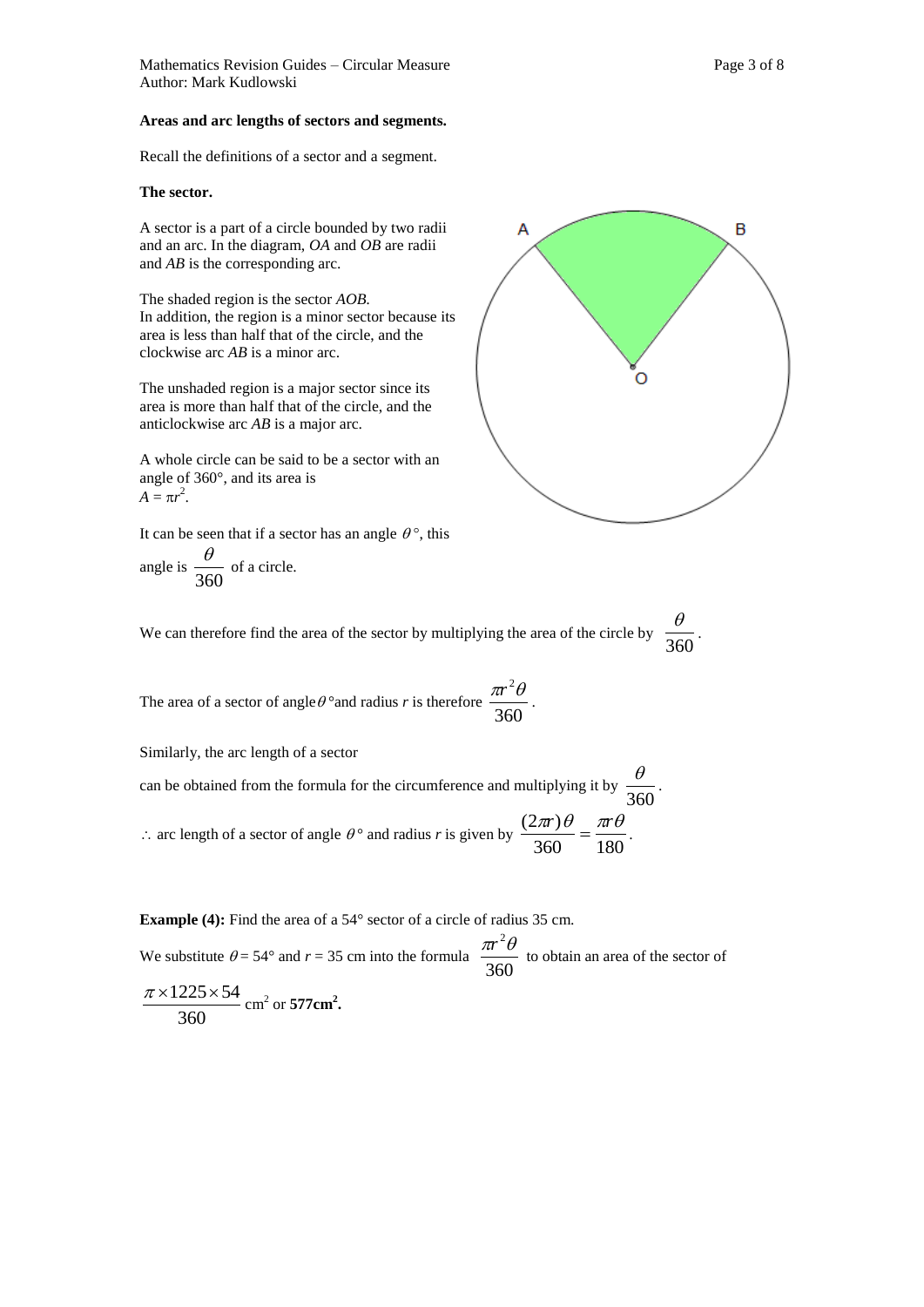**Areas and arc lengths of sectors and segments.**

Recall the definitions of a sector and a segment.

**The sector.**

A sector is a part of a circle bounded by two radii and an arc. In the diagram, *OA* and *OB* are radii and *AB* is the corresponding arc.

The shaded region is the sector *AOB*.
In addition, the region is a minor sector because its area is less than half that of the circle, and the clockwise arc *AB* is a minor arc.

The unshaded region is a major sector since its area is more than half that of the circle, and the anticlockwise arc *AB* is a major arc.

A whole circle can be said to be a sector with an angle of 360°, and its area is
$A = \pi r^2$.

It can be seen that if a sector has an angle $\theta°$, this angle is $\frac{\theta}{360}$ of a circle.

We can therefore find the area of the sector by multiplying the area of the circle by $\frac{\theta}{360}$.

The area of a sector of angle $\theta°$ and radius $r$ is therefore $\frac{\pi r^2 \theta}{360}$.

Similarly, the arc length of a sector can be obtained from the formula for the circumference and multiplying it by $\frac{\theta}{360}$.

$\therefore$ arc length of a sector of angle $\theta°$ and radius $r$ is given by $\frac{(2\pi r)\theta}{360} = \frac{\pi r \theta}{180}$.

**Example (4):** Find the area of a 54° sector of a circle of radius 35 cm.

We substitute $\theta = 54°$ and $r = 35$ cm into the formula $\frac{\pi r^2 \theta}{360}$ to obtain an area of the sector of $\frac{\pi \times 1225 \times 54}{360}$ cm$^2$ or **577cm$^2$.**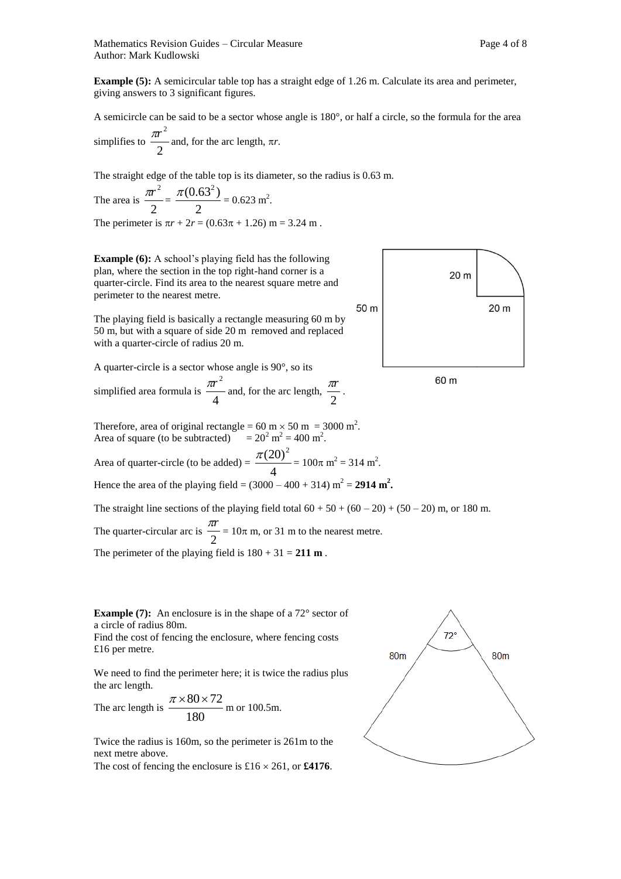**Example (5):** A semicircular table top has a straight edge of 1.26 m. Calculate its area and perimeter, giving answers to 3 significant figures.

A semicircle can be said to be a sector whose angle is 180°, or half a circle, so the formula for the area simplifies to $\frac{\pi r^2}{2}$ and, for the arc length, $\pi r$.

The straight edge of the table top is its diameter, so the radius is 0.63 m.

The area is $\frac{\pi r^2}{2} = \frac{\pi(0.63^2)}{2} = 0.623 \text{ m}^2$.

The perimeter is $\pi r + 2r = (0.63\pi + 1.26)$ m = 3.24 m .

**Example (6):** A school's playing field has the following plan, where the section in the top right-hand corner is a quarter-circle. Find its area to the nearest square metre and perimeter to the nearest metre.

The playing field is basically a rectangle measuring 60 m by 50 m, but with a square of side 20 m removed and replaced with a quarter-circle of radius 20 m.

A quarter-circle is a sector whose angle is 90°, so its simplified area formula is $\frac{\pi r^2}{4}$ and, for the arc length, $\frac{\pi r}{2}$.

Therefore, area of original rectangle = 60 m × 50 m = 3000 m$^2$.
Area of square (to be subtracted) = $20^2$ m$^2$ = 400 m$^2$.

Area of quarter-circle (to be added) = $\frac{\pi(20)^2}{4} = 100\pi \text{ m}^2 = 314 \text{ m}^2$.

Hence the area of the playing field = (3000 – 400 + 314) m$^2$ = **2914 m$^2$.**

The straight line sections of the playing field total 60 + 50 + (60 – 20) + (50 – 20) m, or 180 m.

The quarter-circular arc is $\frac{\pi r}{2} = 10\pi$ m, or 31 m to the nearest metre.

The perimeter of the playing field is 180 + 31 = **211 m** .

**Example (7):** An enclosure is in the shape of a 72° sector of a circle of radius 80m.
Find the cost of fencing the enclosure, where fencing costs £16 per metre.

We need to find the perimeter here; it is twice the radius plus the arc length.

The arc length is $\frac{\pi \times 80 \times 72}{180}$ m or 100.5m.

Twice the radius is 160m, so the perimeter is 261m to the next metre above.
The cost of fencing the enclosure is £16 × 261, or **£4176**.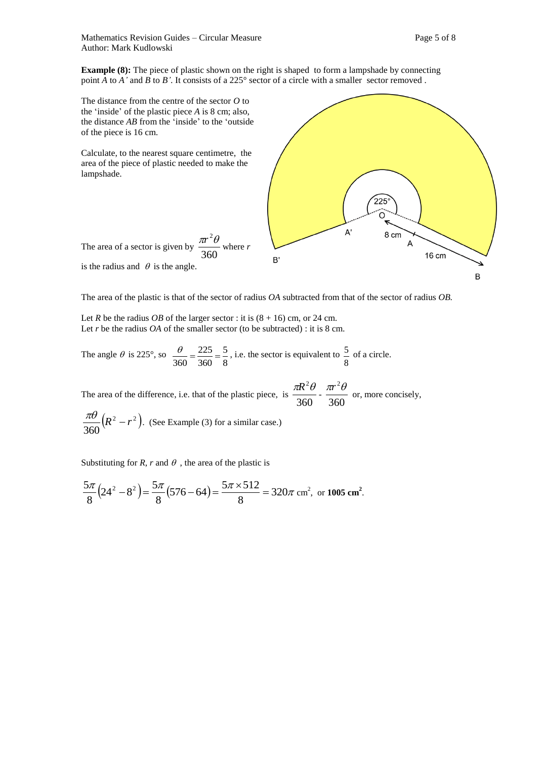**Example (8):** The piece of plastic shown on the right is shaped to form a lampshade by connecting point $A$ to $A'$ and $B$ to $B'$. It consists of a 225° sector of a circle with a smaller sector removed .

The distance from the centre of the sector $O$ to the 'inside' of the plastic piece $A$ is 8 cm; also, the distance $AB$ from the 'inside' to the 'outside of the piece is 16 cm.

Calculate, to the nearest square centimetre, the area of the piece of plastic needed to make the lampshade.

The area of a sector is given by $\frac{\pi r^2 \theta}{360}$ where $r$ is the radius and $\theta$ is the angle.

The area of the plastic is that of the sector of radius $OA$ subtracted from that of the sector of radius $OB$.

Let $R$ be the radius $OB$ of the larger sector : it is (8 + 16) cm, or 24 cm.
Let $r$ be the radius $OA$ of the smaller sector (to be subtracted) : it is 8 cm.

The angle $\theta$ is 225°, so $\frac{\theta}{360} = \frac{225}{360} = \frac{5}{8}$, i.e. the sector is equivalent to $\frac{5}{8}$ of a circle.

The area of the difference, i.e. that of the plastic piece, is $\frac{\pi R^2 \theta}{360} - \frac{\pi r^2 \theta}{360}$ or, more concisely,

$\frac{\pi \theta}{360}\left(R^2 - r^2\right)$. (See Example (3) for a similar case.)

Substituting for $R$, $r$ and $\theta$ , the area of the plastic is

$$\frac{5\pi}{8}\left(24^2 - 8^2\right) = \frac{5\pi}{8}\left(576 - 64\right) = \frac{5\pi \times 512}{8} = 320\pi \text{ cm}^2, \text{ or } \mathbf{1005 \text{ cm}^2}.$$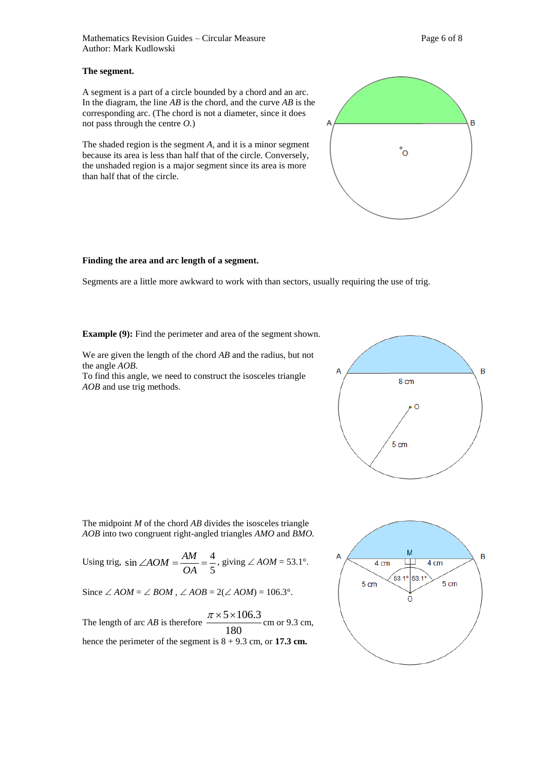**The segment.**

A segment is a part of a circle bounded by a chord and an arc. In the diagram, the line *AB* is the chord, and the curve *AB* is the corresponding arc. (The chord is not a diameter, since it does not pass through the centre *O*.)

The shaded region is the segment *A*, and it is a minor segment because its area is less than half that of the circle. Conversely, the unshaded region is a major segment since its area is more than half that of the circle.

**Finding the area and arc length of a segment.**

Segments are a little more awkward to work with than sectors, usually requiring the use of trig.

**Example (9):** Find the perimeter and area of the segment shown.

We are given the length of the chord *AB* and the radius, but not the angle *AOB*.
To find this angle, we need to construct the isosceles triangle *AOB* and use trig methods.

The midpoint *M* of the chord *AB* divides the isosceles triangle *AOB* into two congruent right-angled triangles *AMO* and *BMO*.

Using trig, $\sin \angle AOM = \dfrac{AM}{OA} = \dfrac{4}{5}$, giving $\angle AOM = 53.1°$.

Since $\angle AOM = \angle BOM$, $\angle AOB = 2(\angle AOM) = 106.3°$.

The length of arc *AB* is therefore $\dfrac{\pi \times 5 \times 106.3}{180}$ cm or 9.3 cm,
hence the perimeter of the segment is 8 + 9.3 cm, or **17.3 cm.**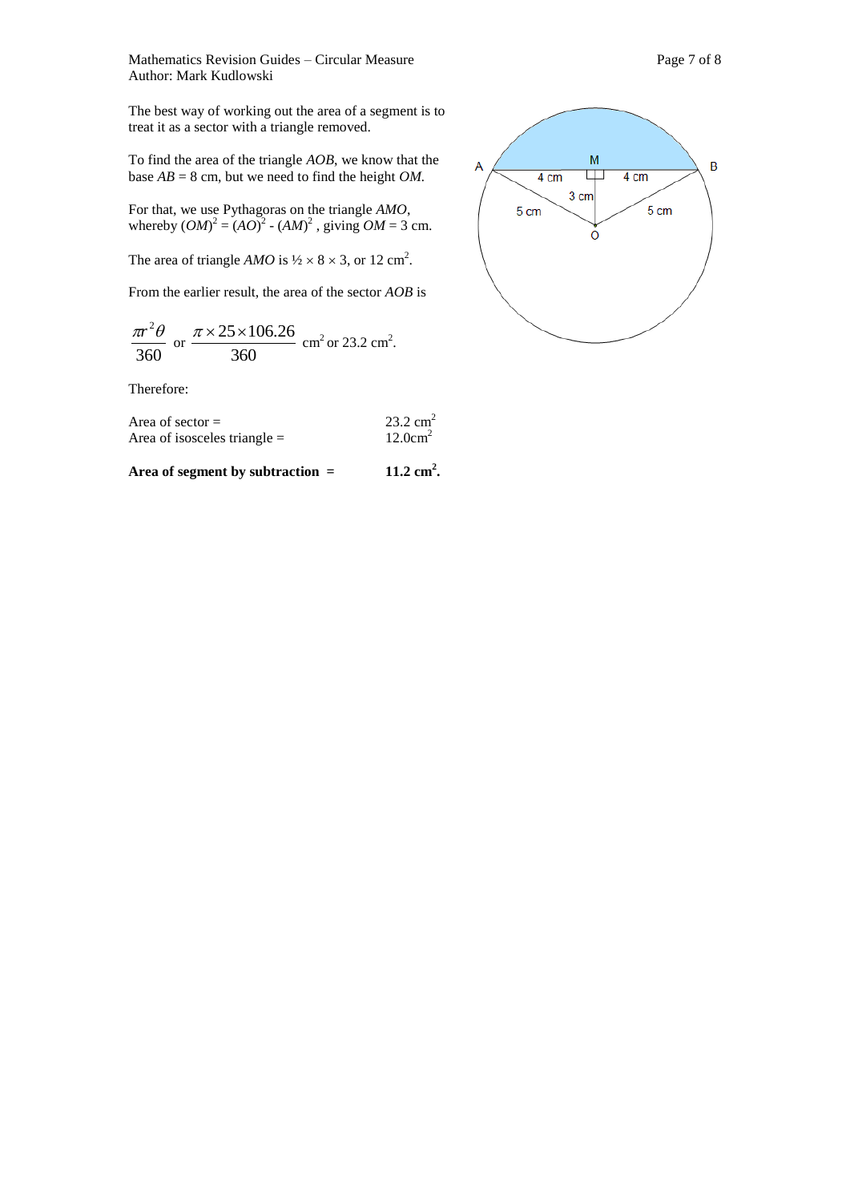The best way of working out the area of a segment is to treat it as a sector with a triangle removed.

To find the area of the triangle *AOB*, we know that the base *AB* = 8 cm, but we need to find the height *OM*.

For that, we use Pythagoras on the triangle *AMO*, whereby $(OM)^2 = (AO)^2 - (AM)^2$ , giving *OM* = 3 cm.

The area of triangle *AMO* is $\frac{1}{2} \times 8 \times 3$, or 12 cm$^2$.

From the earlier result, the area of the sector *AOB* is

$$\frac{\pi r^2 \theta}{360} \text{ or } \frac{\pi \times 25 \times 106.26}{360} \text{ cm}^2 \text{ or } 23.2 \text{ cm}^2.$$

Therefore:

Area of sector = 23.2 cm$^2$
Area of isosceles triangle = 12.0cm$^2$

**Area of segment by subtraction = 11.2 cm$^2$.**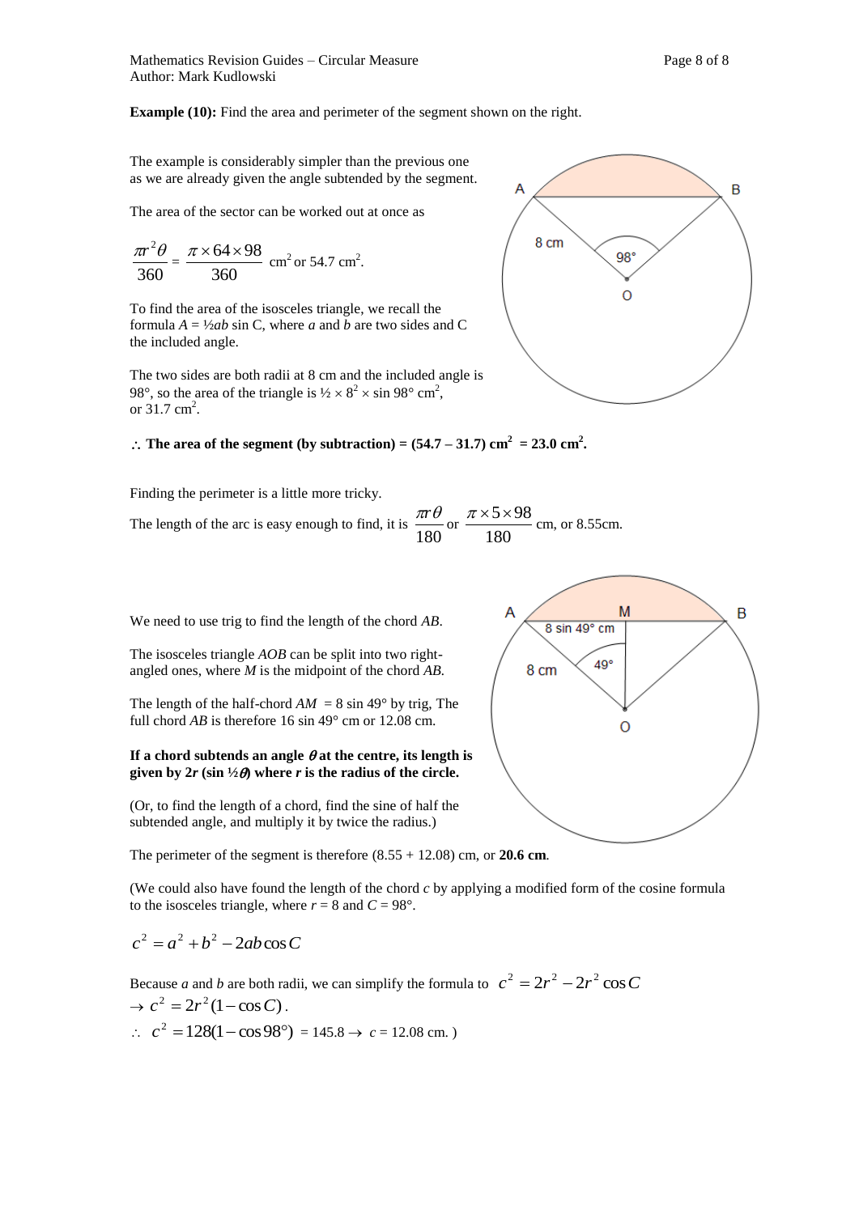**Example (10):** Find the area and perimeter of the segment shown on the right.

The example is considerably simpler than the previous one as we are already given the angle subtended by the segment.

The area of the sector can be worked out at once as

$\frac{\pi r^2 \theta}{360} = \frac{\pi \times 64 \times 98}{360}$ cm$^2$ or 54.7 cm$^2$.

To find the area of the isosceles triangle, we recall the formula $A = ½ab \sin C$, where $a$ and $b$ are two sides and C the included angle.

The two sides are both radii at 8 cm and the included angle is 98°, so the area of the triangle is $½ \times 8^2 \times \sin 98°$ cm$^2$, or 31.7 cm$^2$.

A

B

8 cm

98°

O

$\therefore$ **The area of the segment (by subtraction) = (54.7 – 31.7) cm$^2$ = 23.0 cm$^2$.**

Finding the perimeter is a little more tricky.

The length of the arc is easy enough to find, it is $\frac{\pi r \theta}{180}$ or $\frac{\pi \times 5 \times 98}{180}$ cm, or 8.55cm.

We need to use trig to find the length of the chord $AB$.

The isosceles triangle $AOB$ can be split into two right-angled ones, where $M$ is the midpoint of the chord $AB$.

The length of the half-chord $AM$ = 8 sin 49° by trig, The full chord $AB$ is therefore 16 sin 49° cm or 12.08 cm.

**If a chord subtends an angle $\theta$ at the centre, its length is given by $2r$ (sin ½$\theta$) where $r$ is the radius of the circle.**

(Or, to find the length of a chord, find the sine of half the subtended angle, and multiply it by twice the radius.)

A

M

B

8 sin 49° cm

8 cm

49°

O

The perimeter of the segment is therefore (8.55 + 12.08) cm, or **20.6 cm**.

(We could also have found the length of the chord $c$ by applying a modified form of the cosine formula to the isosceles triangle, where $r$ = 8 and $C$ = 98°.

$$c^2 = a^2 + b^2 - 2ab\cos C$$

Because $a$ and $b$ are both radii, we can simplify the formula to $c^2 = 2r^2 - 2r^2 \cos C$

$\rightarrow c^2 = 2r^2(1 - \cos C)$.

$\therefore\ c^2 = 128(1 - \cos 98°) = 145.8 \rightarrow c = 12.08$ cm. )